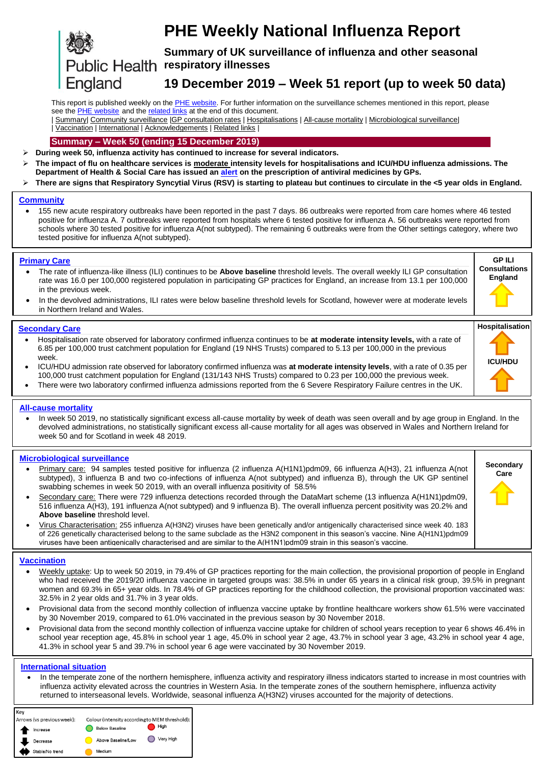# PHE Weekly National Influenza Report

## Summary of UK surveillance of influenza and other seasonal respiratory illnesses

## 19 December 2019 – Week 51 report (up to week 50 data)

This report is published weekly on the PHE website. For further information on the surveillance schemes mentioned in this report, please see the PHE website and the related links at the end of this document.

| Summary| Community surveillance |GP consultation rates | Hospitalisations | All-cause mortality | Microbiological surveillance| | Vaccination | International | Acknowledgements | Related links |

### Summary – Week 50 (ending 15 December 2019)

- **During week 50, influenza activity has continued to increase for several indicators.**
- **The impact of flu on healthcare services is moderate intensity levels for hospitalisations and ICU/HDU influenza admissions. The Department of Health & Social Care has issued an alert on the prescription of antiviral medicines by GPs.**
- **There are signs that Respiratory Syncytial Virus (RSV) is starting to plateau but continues to circulate in the <5 year olds in England.**

### Community

- 155 new acute respiratory outbreaks have been reported in the past 7 days. 86 outbreaks were reported from care homes where 46 tested positive for influenza A. 7 outbreaks were reported from hospitals where 6 tested positive for influenza A. 56 outbreaks were reported from schools where 30 tested positive for influenza A(not subtyped). The remaining 6 outbreaks were from the Other settings category, where two tested positive for influenza A(not subtyped).

### Primary Care

**GP ILI Consultations England**

- The rate of influenza-like illness (ILI) continues to be **Above baseline** threshold levels. The overall weekly ILI GP consultation rate was 16.0 per 100,000 registered population in participating GP practices for England, an increase from 13.1 per 100,000 in the previous week.
- In the devolved administrations, ILI rates were below baseline threshold levels for Scotland, however were at moderate levels in Northern Ireland and Wales.

### Secondary Care

**Hospitalisation**

**ICU/HDU**

- Hospitalisation rate observed for laboratory confirmed influenza continues to be **at moderate intensity levels,** with a rate of 6.85 per 100,000 trust catchment population for England (19 NHS Trusts) compared to 5.13 per 100,000 in the previous week.
- ICU/HDU admission rate observed for laboratory confirmed influenza was **at moderate intensity levels**, with a rate of 0.35 per 100,000 trust catchment population for England (131/143 NHS Trusts) compared to 0.23 per 100,000 the previous week.
- There were two laboratory confirmed influenza admissions reported from the 6 Severe Respiratory Failure centres in the UK.

### All-cause mortality

- In week 50 2019, no statistically significant excess all-cause mortality by week of death was seen overall and by age group in England. In the devolved administrations, no statistically significant excess all-cause mortality for all ages was observed in Wales and Northern Ireland for week 50 and for Scotland in week 48 2019.

### Microbiological surveillance

**Secondary Care**

- Primary care: 94 samples tested positive for influenza (2 influenza A(H1N1)pdm09, 66 influenza A(H3), 21 influenza A(not subtyped), 3 influenza B and two co-infections of influenza A(not subtyped) and influenza B), through the UK GP sentinel swabbing schemes in week 50 2019, with an overall influenza positivity of 58.5%
- Secondary care: There were 729 influenza detections recorded through the DataMart scheme (13 influenza A(H1N1)pdm09, 516 influenza A(H3), 191 influenza A(not subtyped) and 9 influenza B). The overall influenza percent positivity was 20.2% and **Above baseline** threshold level.
- Virus Characterisation: 255 influenza A(H3N2) viruses have been genetically and/or antigenically characterised since week 40. 183 of 226 genetically characterised belong to the same subclade as the H3N2 component in this season's vaccine. Nine A(H1N1)pdm09 viruses have been antigenically characterised and are similar to the A(H1N1)pdm09 strain in this season's vaccine.

### Vaccination

- Weekly uptake: Up to week 50 2019, in 79.4% of GP practices reporting for the main collection, the provisional proportion of people in England who had received the 2019/20 influenza vaccine in targeted groups was: 38.5% in under 65 years in a clinical risk group, 39.5% in pregnant women and 69.3% in 65+ year olds. In 78.4% of GP practices reporting for the childhood collection, the provisional proportion vaccinated was: 32.5% in 2 year olds and 31.7% in 3 year olds.
- Provisional data from the second monthly collection of influenza vaccine uptake by frontline healthcare workers show 61.5% were vaccinated by 30 November 2019, compared to 61.0% vaccinated in the previous season by 30 November 2018.
- Provisional data from the second monthly collection of influenza vaccine uptake for children of school years reception to year 6 shows 46.4% in school year reception age, 45.8% in school year 1 age, 45.0% in school year 2 age, 43.7% in school year 3 age, 43.2% in school year 4 age, 41.3% in school year 5 and 39.7% in school year 6 age were vaccinated by 30 November 2019.

### International situation

- In the temperate zone of the northern hemisphere, influenza activity and respiratory illness indicators started to increase in most countries with influenza activity elevated across the countries in Western Asia. In the temperate zones of the southern hemisphere, influenza activity returned to interseasonal levels. Worldwide, seasonal influenza A(H3N2) viruses accounted for the majority of detections.

**Key**

| Arrows (vs previous week): | Colour (intensity according to MEM threshold): | |
|---|---|---|
| Increase | Below Baseline | High |
| Decrease | Above Baseline/Low | Very High |
| Stable/No trend | Medium | |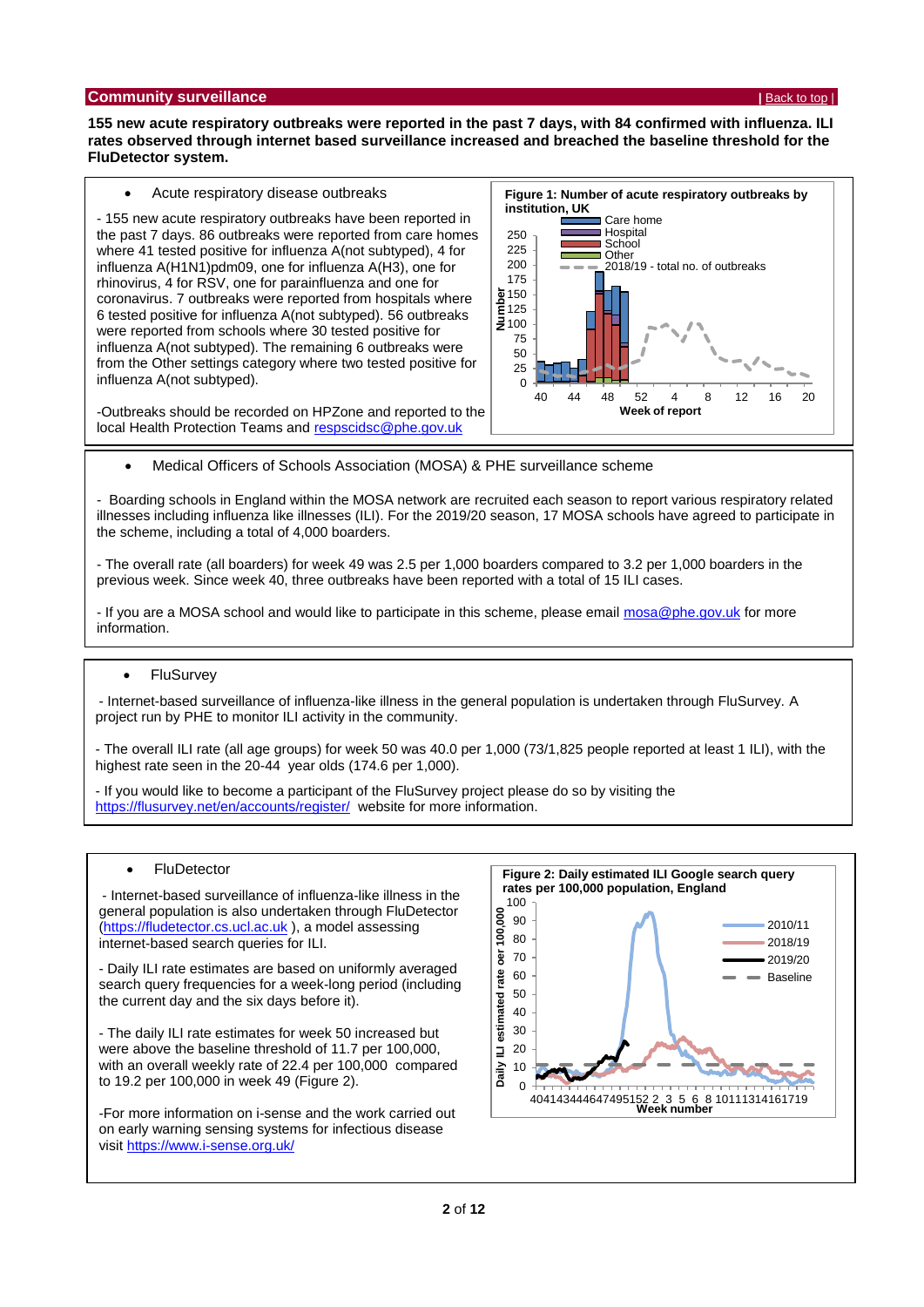## Community surveillance

| Back to top |

**155 new acute respiratory outbreaks were reported in the past 7 days, with 84 confirmed with influenza. ILI rates observed through internet based surveillance increased and breached the baseline threshold for the FluDetector system.**

- Acute respiratory disease outbreaks

- 155 new acute respiratory outbreaks have been reported in the past 7 days. 86 outbreaks were reported from care homes where 41 tested positive for influenza A(not subtyped), 4 for influenza A(H1N1)pdm09, one for influenza A(H3), one for rhinovirus, 4 for RSV, one for parainfluenza and one for coronavirus. 7 outbreaks were reported from hospitals where 6 tested positive for influenza A(not subtyped). 56 outbreaks were reported from schools where 30 tested positive for influenza A(not subtyped). The remaining 6 outbreaks were from the Other settings category where two tested positive for influenza A(not subtyped).

-Outbreaks should be recorded on HPZone and reported to the local Health Protection Teams and respscidsc@phe.gov.uk

**Figure 1: Number of acute respiratory outbreaks by institution, UK**

- Medical Officers of Schools Association (MOSA) & PHE surveillance scheme

- Boarding schools in England within the MOSA network are recruited each season to report various respiratory related illnesses including influenza like illnesses (ILI). For the 2019/20 season, 17 MOSA schools have agreed to participate in the scheme, including a total of 4,000 boarders.

- The overall rate (all boarders) for week 49 was 2.5 per 1,000 boarders compared to 3.2 per 1,000 boarders in the previous week. Since week 40, three outbreaks have been reported with a total of 15 ILI cases.

- If you are a MOSA school and would like to participate in this scheme, please email mosa@phe.gov.uk for more information.

- FluSurvey

- Internet-based surveillance of influenza-like illness in the general population is undertaken through FluSurvey. A project run by PHE to monitor ILI activity in the community.

- The overall ILI rate (all age groups) for week 50 was 40.0 per 1,000 (73/1,825 people reported at least 1 ILI), with the highest rate seen in the 20-44 year olds (174.6 per 1,000).

- If you would like to become a participant of the FluSurvey project please do so by visiting the https://flusurvey.net/en/accounts/register/ website for more information.

- FluDetector

- Internet-based surveillance of influenza-like illness in the general population is also undertaken through FluDetector (https://fludetector.cs.ucl.ac.uk ), a model assessing internet-based search queries for ILI.

- Daily ILI rate estimates are based on uniformly averaged search query frequencies for a week-long period (including the current day and the six days before it).

- The daily ILI rate estimates for week 50 increased but were above the baseline threshold of 11.7 per 100,000, with an overall weekly rate of 22.4 per 100,000 compared to 19.2 per 100,000 in week 49 (Figure 2).

-For more information on i-sense and the work carried out on early warning sensing systems for infectious disease visit https://www.i-sense.org.uk/

**Figure 2: Daily estimated ILI Google search query rates per 100,000 population, England**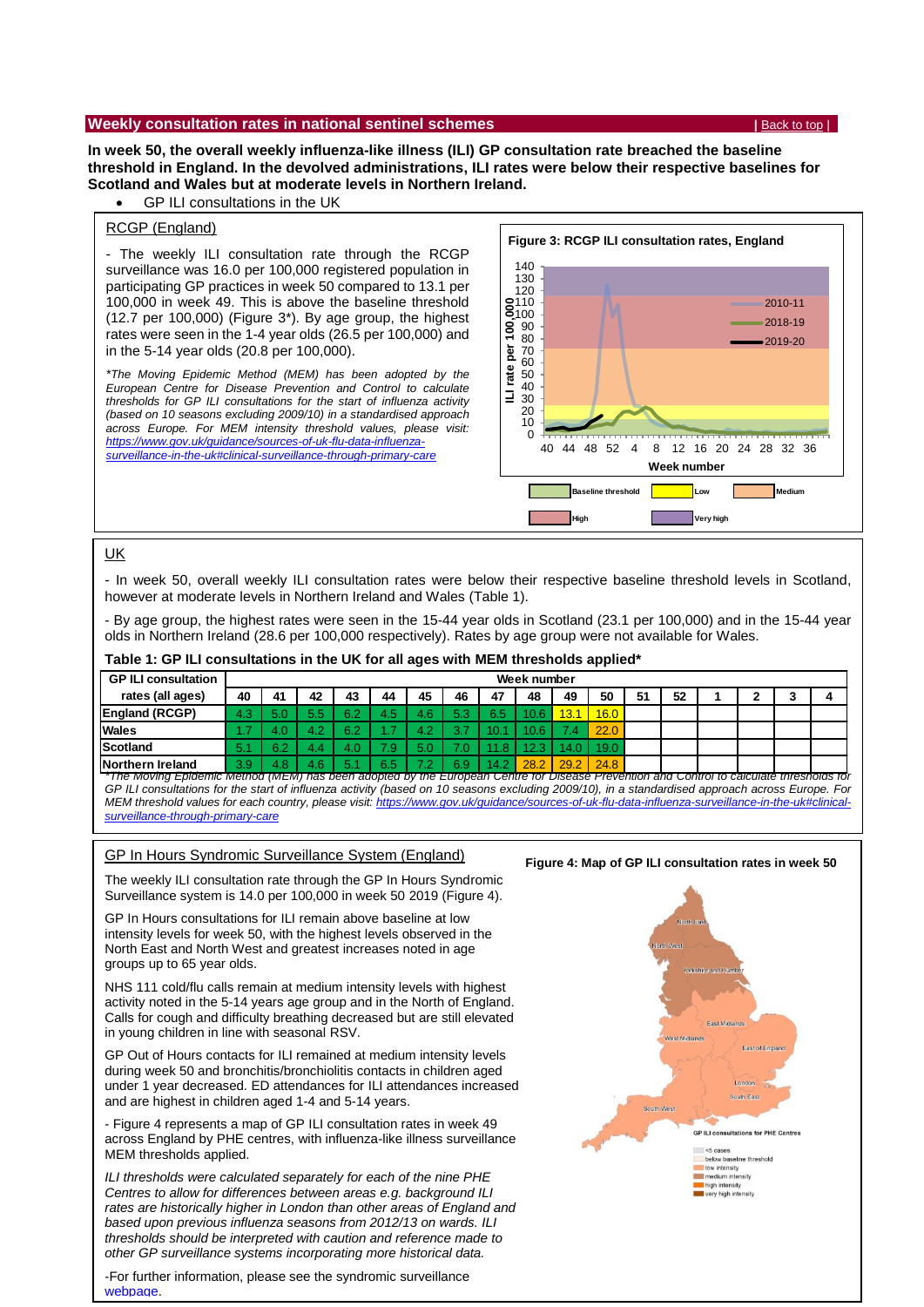## Weekly consultation rates in national sentinel schemes

| Back to top |

**In week 50, the overall weekly influenza-like illness (ILI) GP consultation rate breached the baseline threshold in England. In the devolved administrations, ILI rates were below their respective baselines for Scotland and Wales but at moderate levels in Northern Ireland.**

- GP ILI consultations in the UK

### RCGP (England)

- The weekly ILI consultation rate through the RCGP surveillance was 16.0 per 100,000 registered population in participating GP practices in week 50 compared to 13.1 per 100,000 in week 49. This is above the baseline threshold (12.7 per 100,000) (Figure 3*). By age group, the highest rates were seen in the 1-4 year olds (26.5 per 100,000) and in the 5-14 year olds (20.8 per 100,000).

*\*The Moving Epidemic Method (MEM) has been adopted by the European Centre for Disease Prevention and Control to calculate thresholds for GP ILI consultations for the start of influenza activity (based on 10 seasons excluding 2009/10) in a standardised approach across Europe. For MEM intensity threshold values, please visit: https://www.gov.uk/guidance/sources-of-uk-flu-data-influenza-surveillance-in-the-uk#clinical-surveillance-through-primary-care*

**Figure 3: RCGP ILI consultation rates, England**

### UK

- In week 50, overall weekly ILI consultation rates were below their respective baseline threshold levels in Scotland, however at moderate levels in Northern Ireland and Wales (Table 1).

- By age group, the highest rates were seen in the 15-44 year olds in Scotland (23.1 per 100,000) and in the 15-44 year olds in Northern Ireland (28.6 per 100,000 respectively). Rates by age group were not available for Wales.

**Table 1: GP ILI consultations in the UK for all ages with MEM thresholds applied***

| GP ILI consultation rates (all ages) | Week number | | | | | | | | | | | | | | | |
|---|---|---|---|---|---|---|---|---|---|---|---|---|---|---|---|---|
| | 40 | 41 | 42 | 43 | 44 | 45 | 46 | 47 | 48 | 49 | 50 | 51 | 52 | 1 | 2 | 3 | 4 |
| England (RCGP) | 4.3 | 5.0 | 5.5 | 6.2 | 4.5 | 4.6 | 5.3 | 6.5 | 10.6 | 13.1 | 16.0 | | | | | | |
| Wales | 1.7 | 4.0 | 4.2 | 6.2 | 1.7 | 4.2 | 3.7 | 10.1 | 10.6 | 7.4 | 22.0 | | | | | | |
| Scotland | 5.1 | 6.2 | 4.4 | 4.0 | 7.9 | 5.0 | 7.0 | 11.8 | 12.3 | 14.0 | 19.0 | | | | | | |
| Northern Ireland | 3.9 | 4.8 | 4.6 | 5.1 | 6.5 | 7.2 | 6.9 | 14.2 | 28.2 | 29.2 | 24.8 | | | | | | |

*\*The Moving Epidemic Method (MEM) has been adopted by the European Centre for Disease Prevention and Control to calculate thresholds for GP ILI consultations for the start of influenza activity (based on 10 seasons excluding 2009/10) in a standardised approach across Europe. For MEM threshold values for each country, please visit: https://www.gov.uk/guidance/sources-of-uk-flu-data-influenza-surveillance-in-the-uk#clinical-surveillance-through-primary-care*

### GP In Hours Syndromic Surveillance System (England)

The weekly ILI consultation rate through the GP In Hours Syndromic Surveillance system is 14.0 per 100,000 in week 50 2019 (Figure 4).

GP In Hours consultations for ILI remain above baseline at low intensity levels for week 50, with the highest levels observed in the North East and North West and greatest increases noted in age groups up to 65 year olds.

NHS 111 cold/flu calls remain at medium intensity levels with highest activity noted in the 5-14 years age group and in the North of England. Calls for cough and difficulty breathing decreased but are still elevated in young children in line with seasonal RSV.

GP Out of Hours contacts for ILI remained at medium intensity levels during week 50 and bronchitis/bronchiolitis contacts in children aged under 1 year decreased. ED attendances for ILI attendances increased and are highest in children aged 1-4 and 5-14 years.

- Figure 4 represents a map of GP ILI consultation rates in week 49 across England by PHE centres, with influenza-like illness surveillance MEM thresholds applied.

*ILI thresholds were calculated separately for each of the nine PHE Centres to allow for differences between areas e.g. background ILI rates are historically higher in London than other areas of England and based upon previous influenza seasons from 2012/13 on wards. ILI thresholds should be interpreted with caution and reference made to other GP surveillance systems incorporating more historical data.*

-For further information, please see the syndromic surveillance webpage.

**Figure 4: Map of GP ILI consultation rates in week 50**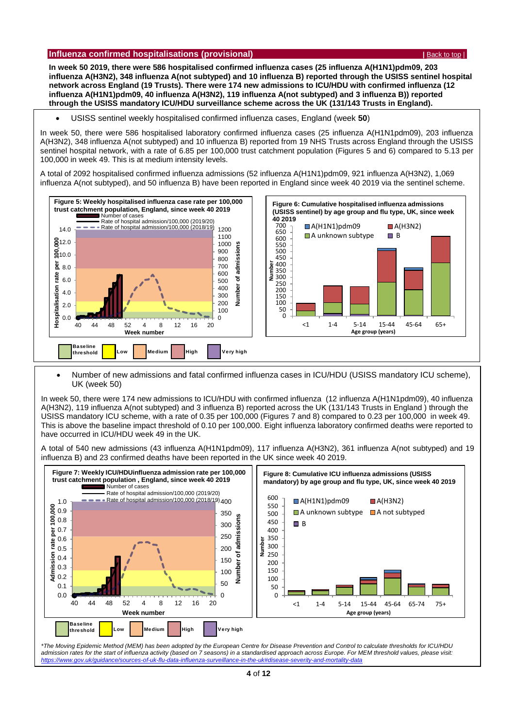## Influenza confirmed hospitalisations (provisional)

| Back to top |

**In week 50 2019, there were 586 hospitalised confirmed influenza cases (25 influenza A(H1N1)pdm09, 203 influenza A(H3N2), 348 influenza A(not subtyped) and 10 influenza B) reported through the USISS sentinel hospital network across England (19 Trusts). There were 174 new admissions to ICU/HDU with confirmed influenza (12 influenza A(H1N1)pdm09, 40 influenza A(H3N2), 119 influenza A(not subtyped) and 3 influenza B)) reported through the USISS mandatory ICU/HDU surveillance scheme across the UK (131/143 Trusts in England).**

- USISS sentinel weekly hospitalised confirmed influenza cases, England (week **50**)

In week 50, there were 586 hospitalised laboratory confirmed influenza cases (25 influenza A(H1N1pdm09), 203 influenza A(H3N2), 348 influenza A(not subtyped) and 10 influenza B) reported from 19 NHS Trusts across England through the USISS sentinel hospital network, with a rate of 6.85 per 100,000 trust catchment population (Figures 5 and 6) compared to 5.13 per 100,000 in week 49. This is at medium intensity levels.

A total of 2092 hospitalised confirmed influenza admissions (52 influenza A(H1N1)pdm09, 921 influenza A(H3N2), 1,069 influenza A(not subtyped), and 50 influenza B) have been reported in England since week 40 2019 via the sentinel scheme.

**Figure 5: Weekly hospitalised influenza case rate per 100,000 trust catchment population, England, since week 40 2019**

**Figure 6: Cumulative hospitalised influenza admissions (USISS sentinel) by age group and flu type, UK, since week 40 2019**

- Number of new admissions and fatal confirmed influenza cases in ICU/HDU (USISS mandatory ICU scheme), UK (week 50)

In week 50, there were 174 new admissions to ICU/HDU with confirmed influenza (12 influenza A(H1N1pdm09), 40 influenza A(H3N2), 119 influenza A(not subtyped) and 3 influenza B) reported across the UK (131/143 Trusts in England ) through the USISS mandatory ICU scheme, with a rate of 0.35 per 100,000 (Figures 7 and 8) compared to 0.23 per 100,000 in week 49. This is above the baseline impact threshold of 0.10 per 100,000. Eight influenza laboratory confirmed deaths were reported to have occurred in ICU/HDU week 49 in the UK.

A total of 540 new admissions (43 influenza A(H1N1pdm09), 117 influenza A(H3N2), 361 influenza A(not subtyped) and 19 influenza B) and 23 confirmed deaths have been reported in the UK since week 40 2019.

**Figure 7: Weekly ICU/HDUinfluenza admission rate per 100,000 trust catchment population , England, since week 40 2019**

**Figure 8: Cumulative ICU influenza admissions (USISS mandatory) by age group and flu type, UK, since week 40 2019**

*\*The Moving Epidemic Method (MEM) has been adopted by the European Centre for Disease Prevention and Control to calculate thresholds for ICU/HDU admission rates for the start of influenza activity (based on 7 seasons) in a standardised approach across Europe. For MEM threshold values, please visit: https://www.gov.uk/guidance/sources-of-uk-flu-data-influenza-surveillance-in-the-uk#disease-severity-and-mortality-data*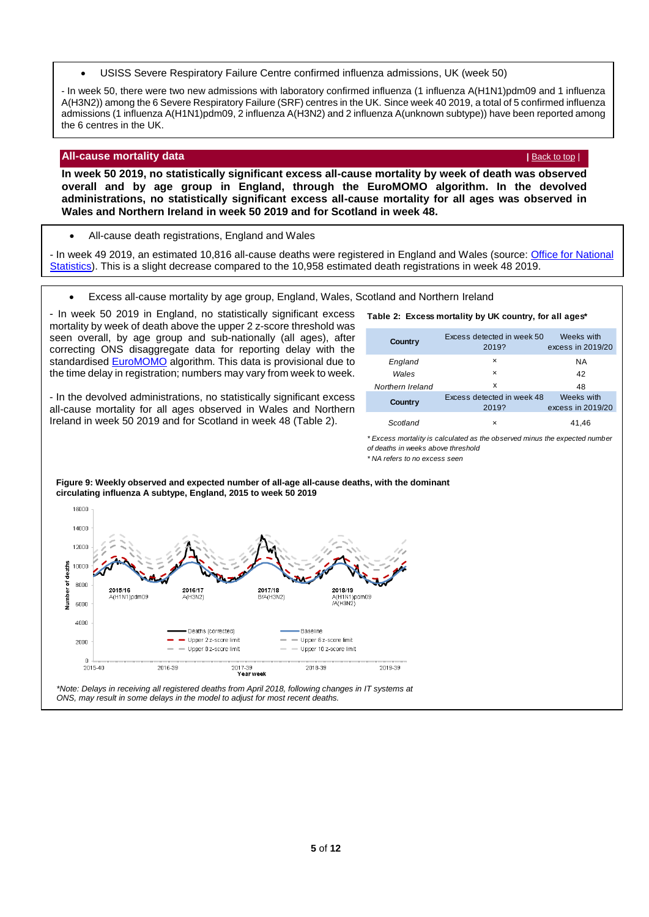- USISS Severe Respiratory Failure Centre confirmed influenza admissions, UK (week 50)

- In week 50, there were two new admissions with laboratory confirmed influenza (1 influenza A(H1N1)pdm09 and 1 influenza A(H3N2)) among the 6 Severe Respiratory Failure (SRF) centres in the UK. Since week 40 2019, a total of 5 confirmed influenza admissions (1 influenza A(H1N1)pdm09, 2 influenza A(H3N2) and 2 influenza A(unknown subtype)) have been reported among the 6 centres in the UK.

## All-cause mortality data

| Back to top |

**In week 50 2019, no statistically significant excess all-cause mortality by week of death was observed overall and by age group in England, through the EuroMOMO algorithm. In the devolved administrations, no statistically significant excess all-cause mortality for all ages was observed in Wales and Northern Ireland in week 50 2019 and for Scotland in week 48.**

- All-cause death registrations, England and Wales

- In week 49 2019, an estimated 10,816 all-cause deaths were registered in England and Wales (source: Office for National Statistics). This is a slight decrease compared to the 10,958 estimated death registrations in week 48 2019.

- Excess all-cause mortality by age group, England, Wales, Scotland and Northern Ireland

- In week 50 2019 in England, no statistically significant excess mortality by week of death above the upper 2 z-score threshold was seen overall, by age group and sub-nationally (all ages), after correcting ONS disaggregate data for reporting delay with the standardised EuroMOMO algorithm. This data is provisional due to the time delay in registration; numbers may vary from week to week.

- In the devolved administrations, no statistically significant excess all-cause mortality for all ages observed in Wales and Northern Ireland in week 50 2019 and for Scotland in week 48 (Table 2).

**Table 2: Excess mortality by UK country, for all ages***

| Country | Excess detected in week 50 2019? | Weeks with excess in 2019/20 |
|---|---|---|
| *England* | × | NA |
| *Wales* | × | 42 |
| *Northern Ireland* | x | 48 |
| **Country** | Excess detected in week 48 2019? | Weeks with excess in 2019/20 |
| *Scotland* | × | 41,46 |

*\* Excess mortality is calculated as the observed minus the expected number of deaths in weeks above threshold*
*\* NA refers to no excess seen*

**Figure 9: Weekly observed and expected number of all-age all-cause deaths, with the dominant circulating influenza A subtype, England, 2015 to week 50 2019**

*\*Note: Delays in receiving all registered deaths from April 2018, following changes in IT systems at ONS, may result in some delays in the model to adjust for most recent deaths.*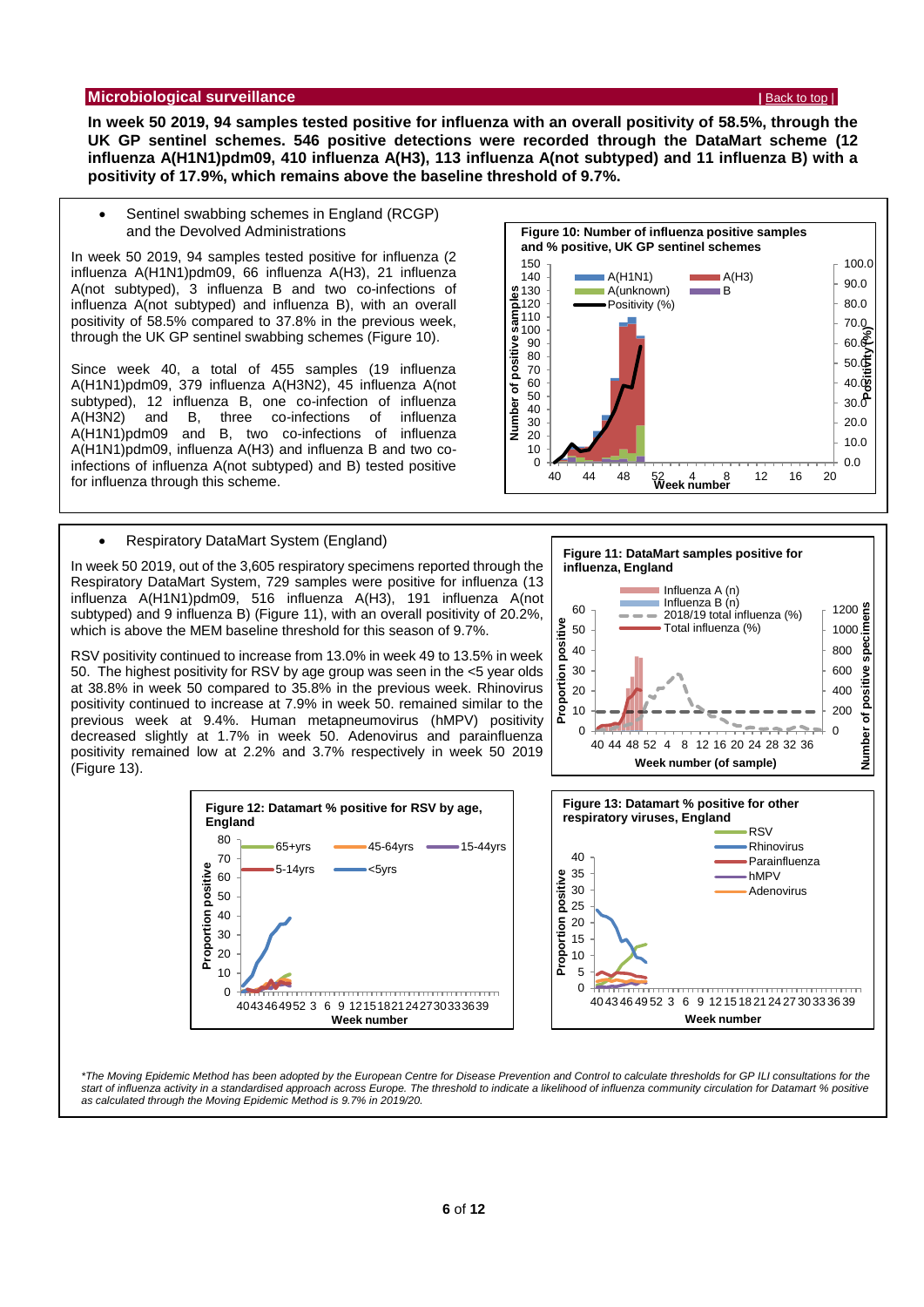## Microbiological surveillance

| Back to top |

**In week 50 2019, 94 samples tested positive for influenza with an overall positivity of 58.5%, through the UK GP sentinel schemes. 546 positive detections were recorded through the DataMart scheme (12 influenza A(H1N1)pdm09, 410 influenza A(H3), 113 influenza A(not subtyped) and 11 influenza B) with a positivity of 17.9%, which remains above the baseline threshold of 9.7%.**

- Sentinel swabbing schemes in England (RCGP) and the Devolved Administrations

In week 50 2019, 94 samples tested positive for influenza (2 influenza A(H1N1)pdm09, 66 influenza A(H3), 21 influenza A(not subtyped), 3 influenza B and two co-infections of influenza A(not subtyped) and influenza B), with an overall positivity of 58.5% compared to 37.8% in the previous week, through the UK GP sentinel swabbing schemes (Figure 10).

Since week 40, a total of 455 samples (19 influenza A(H1N1)pdm09, 379 influenza A(H3N2), 45 influenza A(not subtyped), 12 influenza B, one co-infection of influenza A(H3N2) and B, three co-infections of influenza A(H1N1)pdm09 and B, two co-infections of influenza A(H1N1)pdm09, influenza A(H3) and influenza B and two co-infections of influenza A(not subtyped) and B) tested positive for influenza through this scheme.

**Figure 10: Number of influenza positive samples and % positive, UK GP sentinel schemes**

- Respiratory DataMart System (England)

In week 50 2019, out of the 3,605 respiratory specimens reported through the Respiratory DataMart System, 729 samples were positive for influenza (13 influenza A(H1N1)pdm09, 516 influenza A(H3), 191 influenza A(not subtyped) and 9 influenza B) (Figure 11), with an overall positivity of 20.2%, which is above the MEM baseline threshold for this season of 9.7%.

RSV positivity continued to increase from 13.0% in week 49 to 13.5% in week 50. The highest positivity for RSV by age group was seen in the <5 year olds at 38.8% in week 50 compared to 35.8% in the previous week. Rhinovirus positivity continued to increase at 7.9% in week 50. remained similar to the previous week at 9.4%. Human metapneumovirus (hMPV) positivity decreased slightly at 1.7% in week 50. Adenovirus and parainfluenza positivity remained low at 2.2% and 3.7% respectively in week 50 2019 (Figure 13).

**Figure 11: DataMart samples positive for influenza, England**

**Figure 12: Datamart % positive for RSV by age, England**

**Figure 13: Datamart % positive for other respiratory viruses, England**

*The Moving Epidemic Method has been adopted by the European Centre for Disease Prevention and Control to calculate thresholds for GP ILI consultations for the start of influenza activity in a standardised approach across Europe. The threshold to indicate a likelihood of influenza community circulation for Datamart % positive as calculated through the Moving Epidemic Method is 9.7% in 2019/20.*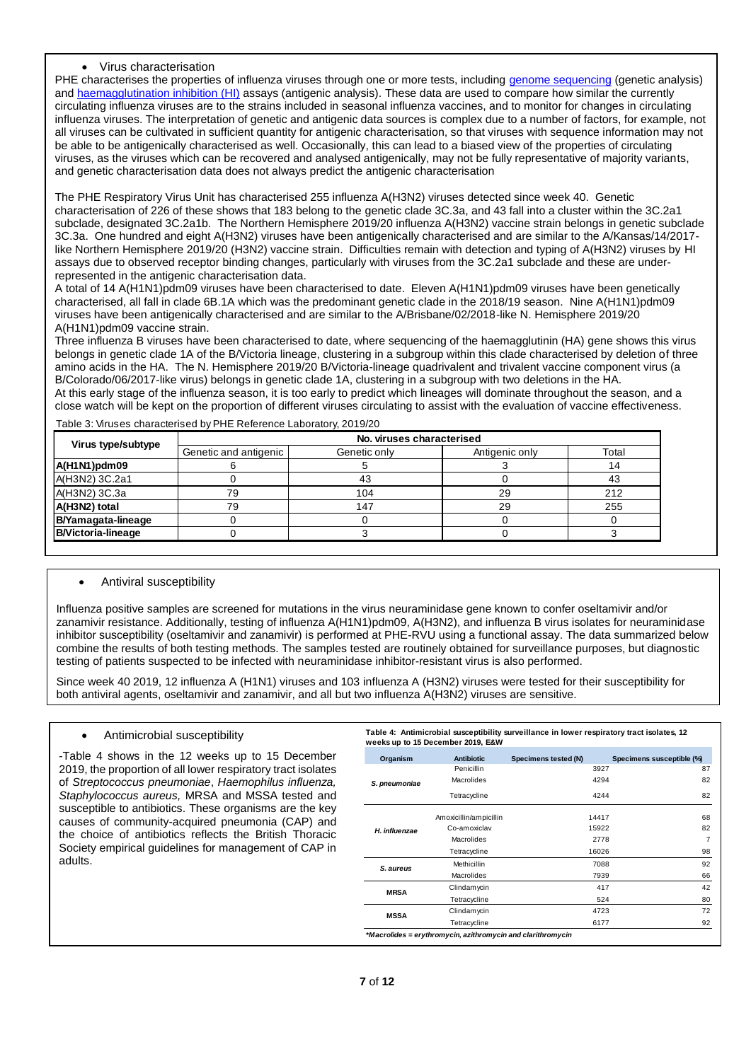- Virus characterisation

PHE characterises the properties of influenza viruses through one or more tests, including genome sequencing (genetic analysis) and haemagglutination inhibition (HI) assays (antigenic analysis). These data are used to compare how similar the currently circulating influenza viruses are to the strains included in seasonal influenza vaccines, and to monitor for changes in circulating influenza viruses. The interpretation of genetic and antigenic data sources is complex due to a number of factors, for example, not all viruses can be cultivated in sufficient quantity for antigenic characterisation, so that viruses with sequence information may not be able to be antigenically characterised as well. Occasionally, this can lead to a biased view of the properties of circulating viruses, as the viruses which can be recovered and analysed antigenically, may not be fully representative of majority variants, and genetic characterisation data does not always predict the antigenic characterisation

The PHE Respiratory Virus Unit has characterised 255 influenza A(H3N2) viruses detected since week 40. Genetic characterisation of 226 of these shows that 183 belong to the genetic clade 3C.3a, and 43 fall into a cluster within the 3C.2a1 subclade, designated 3C.2a1b. The Northern Hemisphere 2019/20 influenza A(H3N2) vaccine strain belongs in genetic subclade 3C.3a. One hundred and eight A(H3N2) viruses have been antigenically characterised and are similar to the A/Kansas/14/2017-like Northern Hemisphere 2019/20 (H3N2) vaccine strain. Difficulties remain with detection and typing of A(H3N2) viruses by HI assays due to observed receptor binding changes, particularly with viruses from the 3C.2a1 subclade and these are under-represented in the antigenic characterisation data.

A total of 14 A(H1N1)pdm09 viruses have been characterised to date. Eleven A(H1N1)pdm09 viruses have been genetically characterised, all fall in clade 6B.1A which was the predominant genetic clade in the 2018/19 season. Nine A(H1N1)pdm09 viruses have been antigenically characterised and are similar to the A/Brisbane/02/2018-like N. Hemisphere 2019/20 A(H1N1)pdm09 vaccine strain.

Three influenza B viruses have been characterised to date, where sequencing of the haemagglutinin (HA) gene shows this virus belongs in genetic clade 1A of the B/Victoria lineage, clustering in a subgroup within this clade characterised by deletion of three amino acids in the HA. The N. Hemisphere 2019/20 B/Victoria-lineage quadrivalent and trivalent vaccine component virus (a B/Colorado/06/2017-like virus) belongs in genetic clade 1A, clustering in a subgroup with two deletions in the HA.

At this early stage of the influenza season, it is too early to predict which lineages will dominate throughout the season, and a close watch will be kept on the proportion of different viruses circulating to assist with the evaluation of vaccine effectiveness.

Table 3: Viruses characterised by PHE Reference Laboratory, 2019/20

| Virus type/subtype | No. viruses characterised | | | |
|---|---|---|---|---|
| | Genetic and antigenic | Genetic only | Antigenic only | Total |
| **A(H1N1)pdm09** | 6 | 5 | 3 | 14 |
| A(H3N2) 3C.2a1 | 0 | 43 | 0 | 43 |
| A(H3N2) 3C.3a | 79 | 104 | 29 | 212 |
| **A(H3N2) total** | 79 | 147 | 29 | 255 |
| **B/Yamagata-lineage** | 0 | 0 | 0 | 0 |
| **B/Victoria-lineage** | 0 | 3 | 0 | 3 |

- Antiviral susceptibility

Influenza positive samples are screened for mutations in the virus neuraminidase gene known to confer oseltamivir and/or zanamivir resistance. Additionally, testing of influenza A(H1N1)pdm09, A(H3N2), and influenza B virus isolates for neuraminidase inhibitor susceptibility (oseltamivir and zanamivir) is performed at PHE-RVU using a functional assay. The data summarized below combine the results of both testing methods. The samples tested are routinely obtained for surveillance purposes, but diagnostic testing of patients suspected to be infected with neuraminidase inhibitor-resistant virus is also performed.

Since week 40 2019, 12 influenza A (H1N1) viruses and 103 influenza A (H3N2) viruses were tested for their susceptibility for both antiviral agents, oseltamivir and zanamivir, and all but two influenza A(H3N2) viruses are sensitive.

- Antimicrobial susceptibility

-Table 4 shows in the 12 weeks up to 15 December 2019, the proportion of all lower respiratory tract isolates of *Streptococcus pneumoniae*, *Haemophilus influenza, Staphylococcus aureus,* MRSA and MSSA tested and susceptible to antibiotics. These organisms are the key causes of community-acquired pneumonia (CAP) and the choice of antibiotics reflects the British Thoracic Society empirical guidelines for management of CAP in adults.

**Table 4: Antimicrobial susceptibility surveillance in lower respiratory tract isolates, 12 weeks up to 15 December 2019, E&W**

| Organism | Antibiotic | Specimens tested (N) | Specimens susceptible (%) |
|---|---|---|---|
| *S. pneumoniae* | Penicillin | 3927 | 87 |
| | Macrolides | 4294 | 82 |
| | Tetracycline | 4244 | 82 |
| *H. influenzae* | Amoxicillin/ampicillin | 14417 | 68 |
| | Co-amoxiclav | 15922 | 82 |
| | Macrolides | 2778 | 7 |
| | Tetracycline | 16026 | 98 |
| *S. aureus* | Methicillin | 7088 | 92 |
| | Macrolides | 7939 | 66 |
| **MRSA** | Clindamycin | 417 | 42 |
| | Tetracycline | 524 | 80 |
| **MSSA** | Clindamycin | 4723 | 72 |
| | Tetracycline | 6177 | 92 |

***Macrolides = erythromycin, azithromycin and clarithromycin***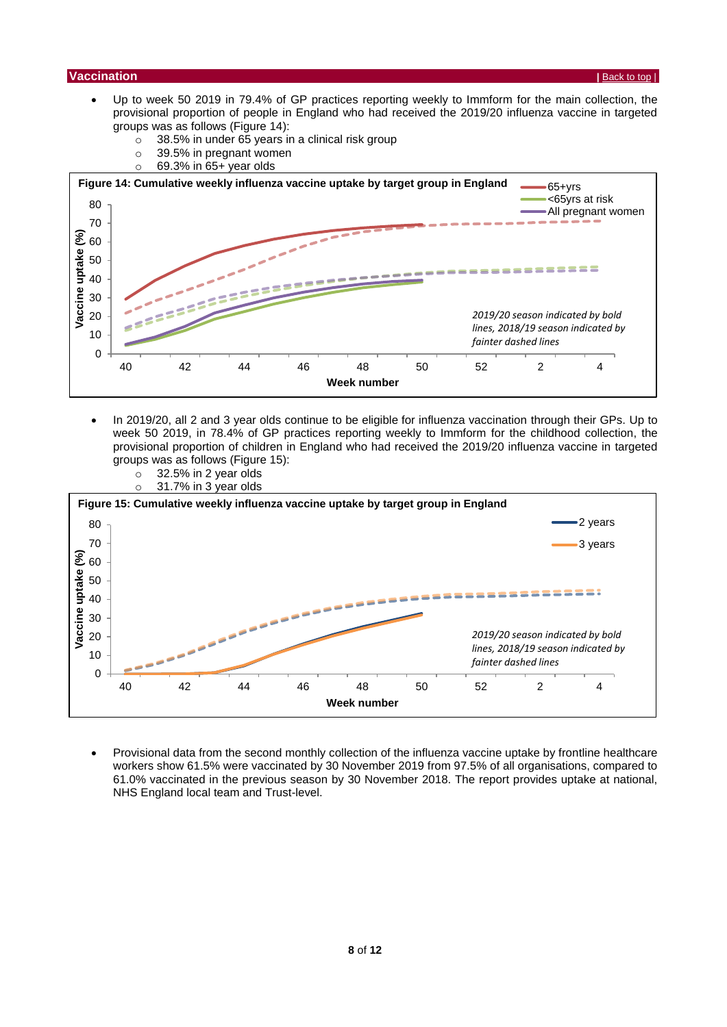## Vaccination

| Back to top |

- Up to week 50 2019 in 79.4% of GP practices reporting weekly to Immform for the main collection, the provisional proportion of people in England who had received the 2019/20 influenza vaccine in targeted groups was as follows (Figure 14):
  - 38.5% in under 65 years in a clinical risk group
  - 39.5% in pregnant women
  - 69.3% in 65+ year olds

**Figure 14: Cumulative weekly influenza vaccine uptake by target group in England**

- In 2019/20, all 2 and 3 year olds continue to be eligible for influenza vaccination through their GPs. Up to week 50 2019, in 78.4% of GP practices reporting weekly to Immform for the childhood collection, the provisional proportion of children in England who had received the 2019/20 influenza vaccine in targeted groups was as follows (Figure 15):
  - 32.5% in 2 year olds
  - 31.7% in 3 year olds

**Figure 15: Cumulative weekly influenza vaccine uptake by target group in England**

- Provisional data from the second monthly collection of the influenza vaccine uptake by frontline healthcare workers show 61.5% were vaccinated by 30 November 2019 from 97.5% of all organisations, compared to 61.0% vaccinated in the previous season by 30 November 2018. The report provides uptake at national, NHS England local team and Trust-level.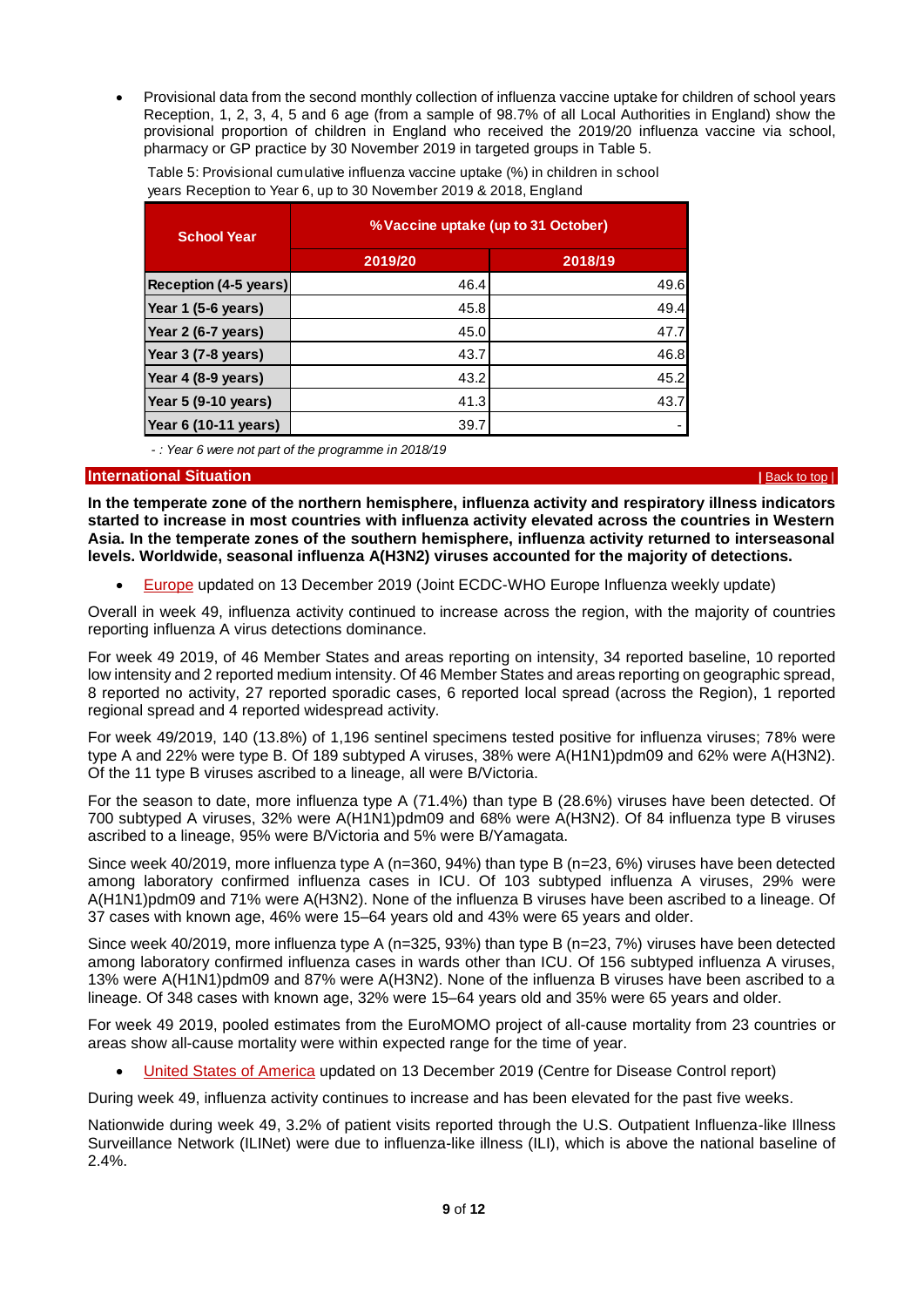- Provisional data from the second monthly collection of influenza vaccine uptake for children of school years Reception, 1, 2, 3, 4, 5 and 6 age (from a sample of 98.7% of all Local Authorities in England) show the provisional proportion of children in England who received the 2019/20 influenza vaccine via school, pharmacy or GP practice by 30 November 2019 in targeted groups in Table 5.

Table 5: Provisional cumulative influenza vaccine uptake (%) in children in school years Reception to Year 6, up to 30 November 2019 & 2018, England

| School Year | %Vaccine uptake (up to 31 October) | |
|---|---|---|
| | 2019/20 | 2018/19 |
| Reception (4-5 years) | 46.4 | 49.6 |
| Year 1 (5-6 years) | 45.8 | 49.4 |
| Year 2 (6-7 years) | 45.0 | 47.7 |
| Year 3 (7-8 years) | 43.7 | 46.8 |
| Year 4 (8-9 years) | 43.2 | 45.2 |
| Year 5 (9-10 years) | 41.3 | 43.7 |
| Year 6 (10-11 years) | 39.7 | - |

*- : Year 6 were not part of the programme in 2018/19*

## International Situation

| Back to top |

**In the temperate zone of the northern hemisphere, influenza activity and respiratory illness indicators started to increase in most countries with influenza activity elevated across the countries in Western Asia. In the temperate zones of the southern hemisphere, influenza activity returned to interseasonal levels. Worldwide, seasonal influenza A(H3N2) viruses accounted for the majority of detections.**

- Europe updated on 13 December 2019 (Joint ECDC-WHO Europe Influenza weekly update)

Overall in week 49, influenza activity continued to increase across the region, with the majority of countries reporting influenza A virus detections dominance.

For week 49 2019, of 46 Member States and areas reporting on intensity, 34 reported baseline, 10 reported low intensity and 2 reported medium intensity. Of 46 Member States and areas reporting on geographic spread, 8 reported no activity, 27 reported sporadic cases, 6 reported local spread (across the Region), 1 reported regional spread and 4 reported widespread activity.

For week 49/2019, 140 (13.8%) of 1,196 sentinel specimens tested positive for influenza viruses; 78% were type A and 22% were type B. Of 189 subtyped A viruses, 38% were A(H1N1)pdm09 and 62% were A(H3N2). Of the 11 type B viruses ascribed to a lineage, all were B/Victoria.

For the season to date, more influenza type A (71.4%) than type B (28.6%) viruses have been detected. Of 700 subtyped A viruses, 32% were A(H1N1)pdm09 and 68% were A(H3N2). Of 84 influenza type B viruses ascribed to a lineage, 95% were B/Victoria and 5% were B/Yamagata.

Since week 40/2019, more influenza type A (n=360, 94%) than type B (n=23, 6%) viruses have been detected among laboratory confirmed influenza cases in ICU. Of 103 subtyped influenza A viruses, 29% were A(H1N1)pdm09 and 71% were A(H3N2). None of the influenza B viruses have been ascribed to a lineage. Of 37 cases with known age, 46% were 15–64 years old and 43% were 65 years and older.

Since week 40/2019, more influenza type A (n=325, 93%) than type B (n=23, 7%) viruses have been detected among laboratory confirmed influenza cases in wards other than ICU. Of 156 subtyped influenza A viruses, 13% were A(H1N1)pdm09 and 87% were A(H3N2). None of the influenza B viruses have been ascribed to a lineage. Of 348 cases with known age, 32% were 15–64 years old and 35% were 65 years and older.

For week 49 2019, pooled estimates from the EuroMOMO project of all-cause mortality from 23 countries or areas show all-cause mortality were within expected range for the time of year.

- United States of America updated on 13 December 2019 (Centre for Disease Control report)

During week 49, influenza activity continues to increase and has been elevated for the past five weeks.

Nationwide during week 49, 3.2% of patient visits reported through the U.S. Outpatient Influenza-like Illness Surveillance Network (ILINet) were due to influenza-like illness (ILI), which is above the national baseline of 2.4%.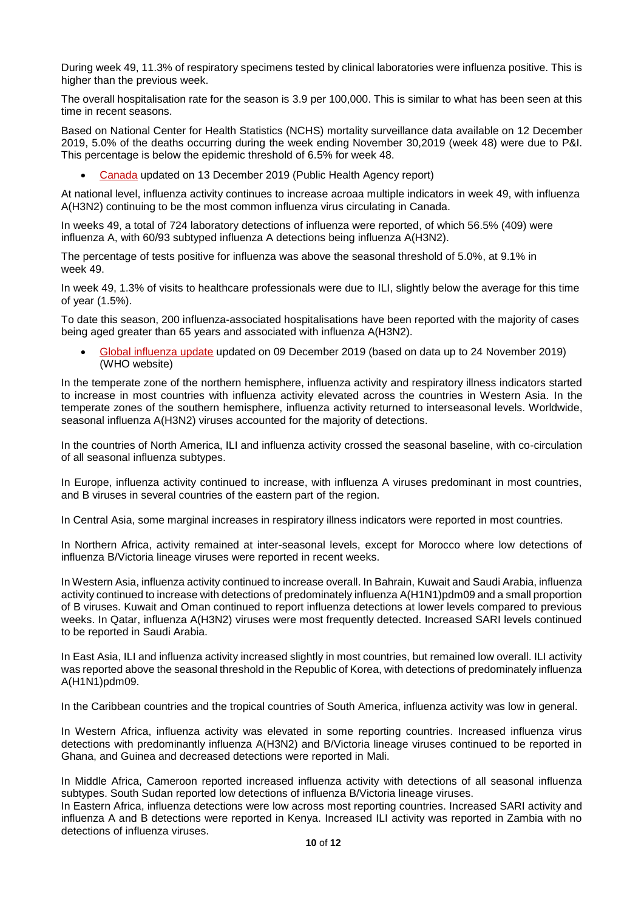During week 49, 11.3% of respiratory specimens tested by clinical laboratories were influenza positive. This is higher than the previous week.

The overall hospitalisation rate for the season is 3.9 per 100,000. This is similar to what has been seen at this time in recent seasons.

Based on National Center for Health Statistics (NCHS) mortality surveillance data available on 12 December 2019, 5.0% of the deaths occurring during the week ending November 30,2019 (week 48) were due to P&I. This percentage is below the epidemic threshold of 6.5% for week 48.

- Canada updated on 13 December 2019 (Public Health Agency report)

At national level, influenza activity continues to increase acroaa multiple indicators in week 49, with influenza A(H3N2) continuing to be the most common influenza virus circulating in Canada.

In weeks 49, a total of 724 laboratory detections of influenza were reported, of which 56.5% (409) were influenza A, with 60/93 subtyped influenza A detections being influenza A(H3N2).

The percentage of tests positive for influenza was above the seasonal threshold of 5.0%, at 9.1% in week 49.

In week 49, 1.3% of visits to healthcare professionals were due to ILI, slightly below the average for this time of year (1.5%).

To date this season, 200 influenza-associated hospitalisations have been reported with the majority of cases being aged greater than 65 years and associated with influenza A(H3N2).

- Global influenza update updated on 09 December 2019 (based on data up to 24 November 2019) (WHO website)

In the temperate zone of the northern hemisphere, influenza activity and respiratory illness indicators started to increase in most countries with influenza activity elevated across the countries in Western Asia. In the temperate zones of the southern hemisphere, influenza activity returned to interseasonal levels. Worldwide, seasonal influenza A(H3N2) viruses accounted for the majority of detections.

In the countries of North America, ILI and influenza activity crossed the seasonal baseline, with co-circulation of all seasonal influenza subtypes.

In Europe, influenza activity continued to increase, with influenza A viruses predominant in most countries, and B viruses in several countries of the eastern part of the region.

In Central Asia, some marginal increases in respiratory illness indicators were reported in most countries.

In Northern Africa, activity remained at inter-seasonal levels, except for Morocco where low detections of influenza B/Victoria lineage viruses were reported in recent weeks.

In Western Asia, influenza activity continued to increase overall. In Bahrain, Kuwait and Saudi Arabia, influenza activity continued to increase with detections of predominately influenza A(H1N1)pdm09 and a small proportion of B viruses. Kuwait and Oman continued to report influenza detections at lower levels compared to previous weeks. In Qatar, influenza A(H3N2) viruses were most frequently detected. Increased SARI levels continued to be reported in Saudi Arabia.

In East Asia, ILI and influenza activity increased slightly in most countries, but remained low overall. ILI activity was reported above the seasonal threshold in the Republic of Korea, with detections of predominately influenza A(H1N1)pdm09.

In the Caribbean countries and the tropical countries of South America, influenza activity was low in general.

In Western Africa, influenza activity was elevated in some reporting countries. Increased influenza virus detections with predominantly influenza A(H3N2) and B/Victoria lineage viruses continued to be reported in Ghana, and Guinea and decreased detections were reported in Mali.

In Middle Africa, Cameroon reported increased influenza activity with detections of all seasonal influenza subtypes. South Sudan reported low detections of influenza B/Victoria lineage viruses.

In Eastern Africa, influenza detections were low across most reporting countries. Increased SARI activity and influenza A and B detections were reported in Kenya. Increased ILI activity was reported in Zambia with no detections of influenza viruses.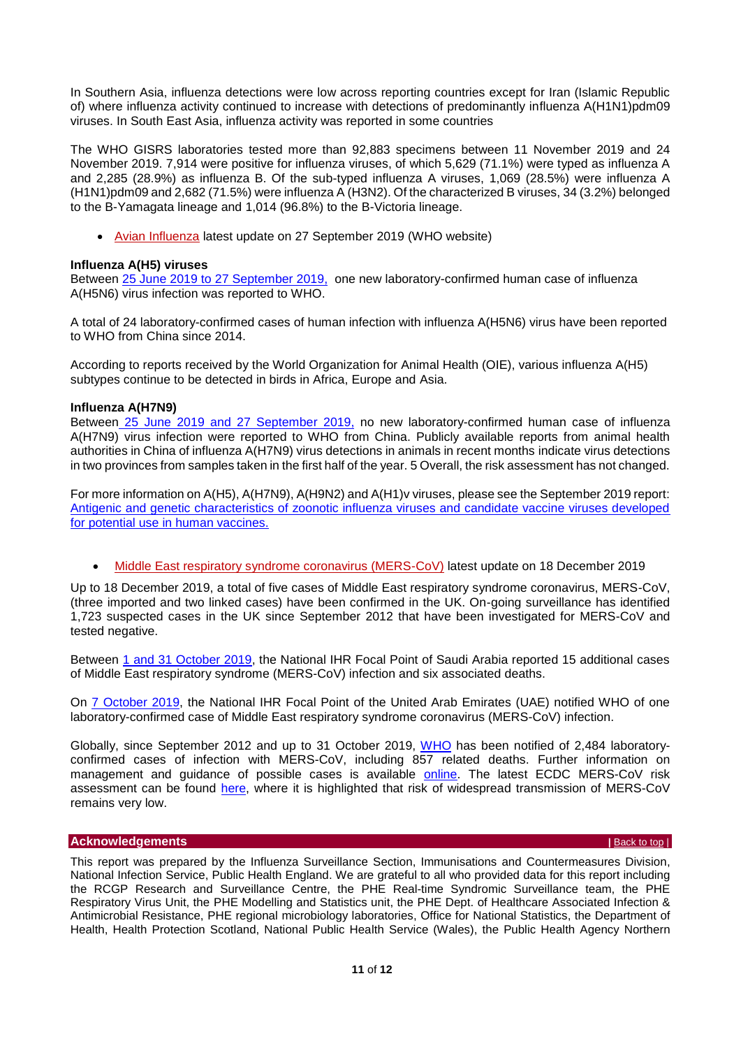In Southern Asia, influenza detections were low across reporting countries except for Iran (Islamic Republic of) where influenza activity continued to increase with detections of predominantly influenza A(H1N1)pdm09 viruses. In South East Asia, influenza activity was reported in some countries

The WHO GISRS laboratories tested more than 92,883 specimens between 11 November 2019 and 24 November 2019. 7,914 were positive for influenza viruses, of which 5,629 (71.1%) were typed as influenza A and 2,285 (28.9%) as influenza B. Of the sub-typed influenza A viruses, 1,069 (28.5%) were influenza A (H1N1)pdm09 and 2,682 (71.5%) were influenza A (H3N2). Of the characterized B viruses, 34 (3.2%) belonged to the B-Yamagata lineage and 1,014 (96.8%) to the B-Victoria lineage.

- Avian Influenza latest update on 27 September 2019 (WHO website)

**Influenza A(H5) viruses**
Between 25 June 2019 to 27 September 2019, one new laboratory-confirmed human case of influenza A(H5N6) virus infection was reported to WHO.

A total of 24 laboratory-confirmed cases of human infection with influenza A(H5N6) virus have been reported to WHO from China since 2014.

According to reports received by the World Organization for Animal Health (OIE), various influenza A(H5) subtypes continue to be detected in birds in Africa, Europe and Asia.

**Influenza A(H7N9)**
Between 25 June 2019 and 27 September 2019, no new laboratory-confirmed human case of influenza A(H7N9) virus infection were reported to WHO from China. Publicly available reports from animal health authorities in China of influenza A(H7N9) virus detections in animals in recent months indicate virus detections in two provinces from samples taken in the first half of the year. 5 Overall, the risk assessment has not changed.

For more information on A(H5), A(H7N9), A(H9N2) and A(H1)v viruses, please see the September 2019 report: Antigenic and genetic characteristics of zoonotic influenza viruses and candidate vaccine viruses developed for potential use in human vaccines.

- Middle East respiratory syndrome coronavirus (MERS-CoV) latest update on 18 December 2019

Up to 18 December 2019, a total of five cases of Middle East respiratory syndrome coronavirus, MERS-CoV, (three imported and two linked cases) have been confirmed in the UK. On-going surveillance has identified 1,723 suspected cases in the UK since September 2012 that have been investigated for MERS-CoV and tested negative.

Between 1 and 31 October 2019, the National IHR Focal Point of Saudi Arabia reported 15 additional cases of Middle East respiratory syndrome (MERS-CoV) infection and six associated deaths.

On 7 October 2019, the National IHR Focal Point of the United Arab Emirates (UAE) notified WHO of one laboratory-confirmed case of Middle East respiratory syndrome coronavirus (MERS-CoV) infection.

Globally, since September 2012 and up to 31 October 2019, WHO has been notified of 2,484 laboratory-confirmed cases of infection with MERS-CoV, including 857 related deaths. Further information on management and guidance of possible cases is available online. The latest ECDC MERS-CoV risk assessment can be found here, where it is highlighted that risk of widespread transmission of MERS-CoV remains very low.

## Acknowledgements

| Back to top |

This report was prepared by the Influenza Surveillance Section, Immunisations and Countermeasures Division, National Infection Service, Public Health England. We are grateful to all who provided data for this report including the RCGP Research and Surveillance Centre, the PHE Real-time Syndromic Surveillance team, the PHE Respiratory Virus Unit, the PHE Modelling and Statistics unit, the PHE Dept. of Healthcare Associated Infection & Antimicrobial Resistance, PHE regional microbiology laboratories, Office for National Statistics, the Department of Health, Health Protection Scotland, National Public Health Service (Wales), the Public Health Agency Northern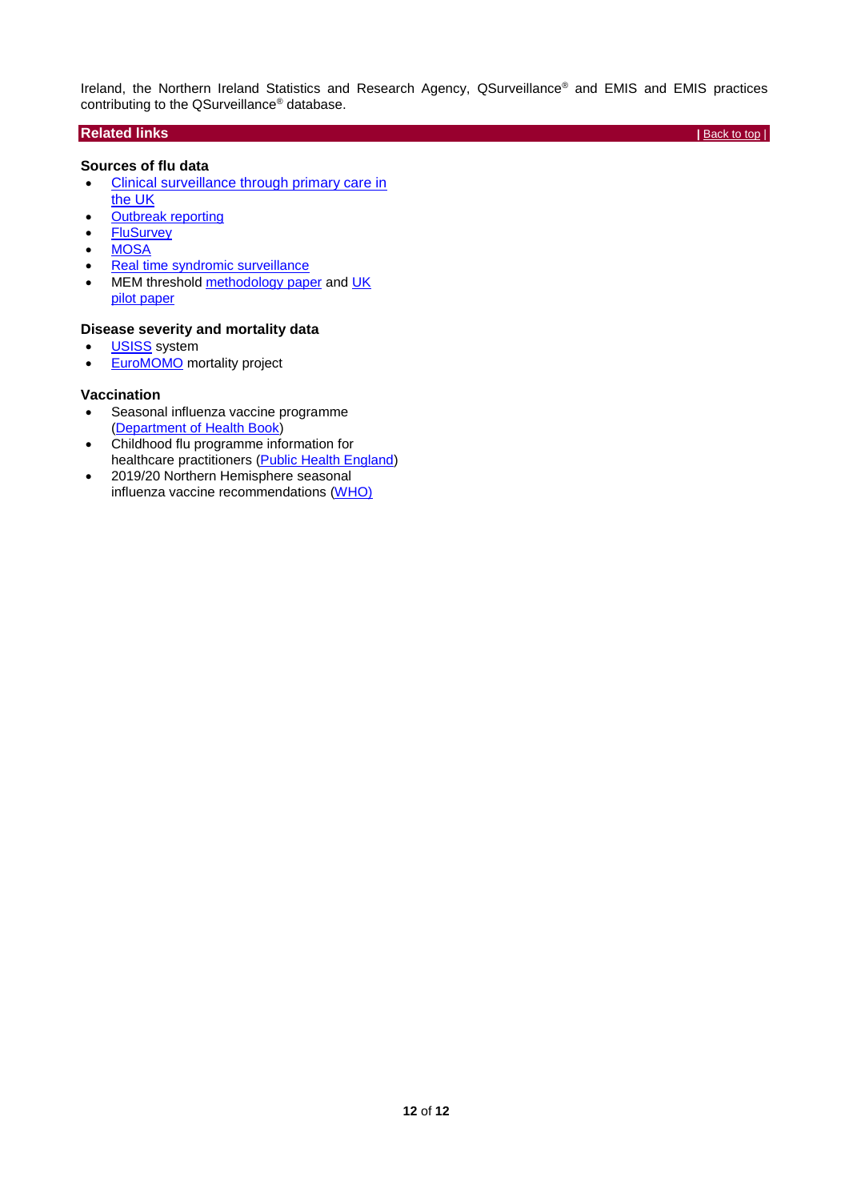Ireland, the Northern Ireland Statistics and Research Agency, QSurveillance® and EMIS and EMIS practices contributing to the QSurveillance® database.

## Related links

| Back to top |

### Sources of flu data

- Clinical surveillance through primary care in the UK
- Outbreak reporting
- FluSurvey
- MOSA
- Real time syndromic surveillance
- MEM threshold methodology paper and UK pilot paper

### Disease severity and mortality data

- USISS system
- EuroMOMO mortality project

### Vaccination

- Seasonal influenza vaccine programme (Department of Health Book)
- Childhood flu programme information for healthcare practitioners (Public Health England)
- 2019/20 Northern Hemisphere seasonal influenza vaccine recommendations (WHO)